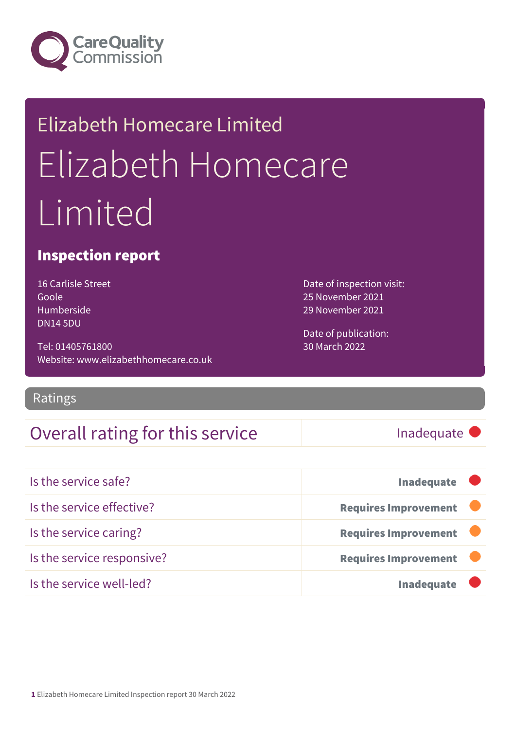Care Quality Commission

Elizabeth Homecare Limited

# Elizabeth Homecare Limited

## Inspection report

16 Carlisle Street
Goole
Humberside
DN14 5DU

Tel: 01405761800
Website: www.elizabethhomecare.co.uk

Date of inspection visit:
25 November 2021
29 November 2021

Date of publication:
30 March 2022

## Ratings

| Overall rating for this service | Inadequate |
|---|---|

| | |
|---|---|
| Is the service safe? | **Inadequate** |
| Is the service effective? | **Requires Improvement** |
| Is the service caring? | **Requires Improvement** |
| Is the service responsive? | **Requires Improvement** |
| Is the service well-led? | **Inadequate** |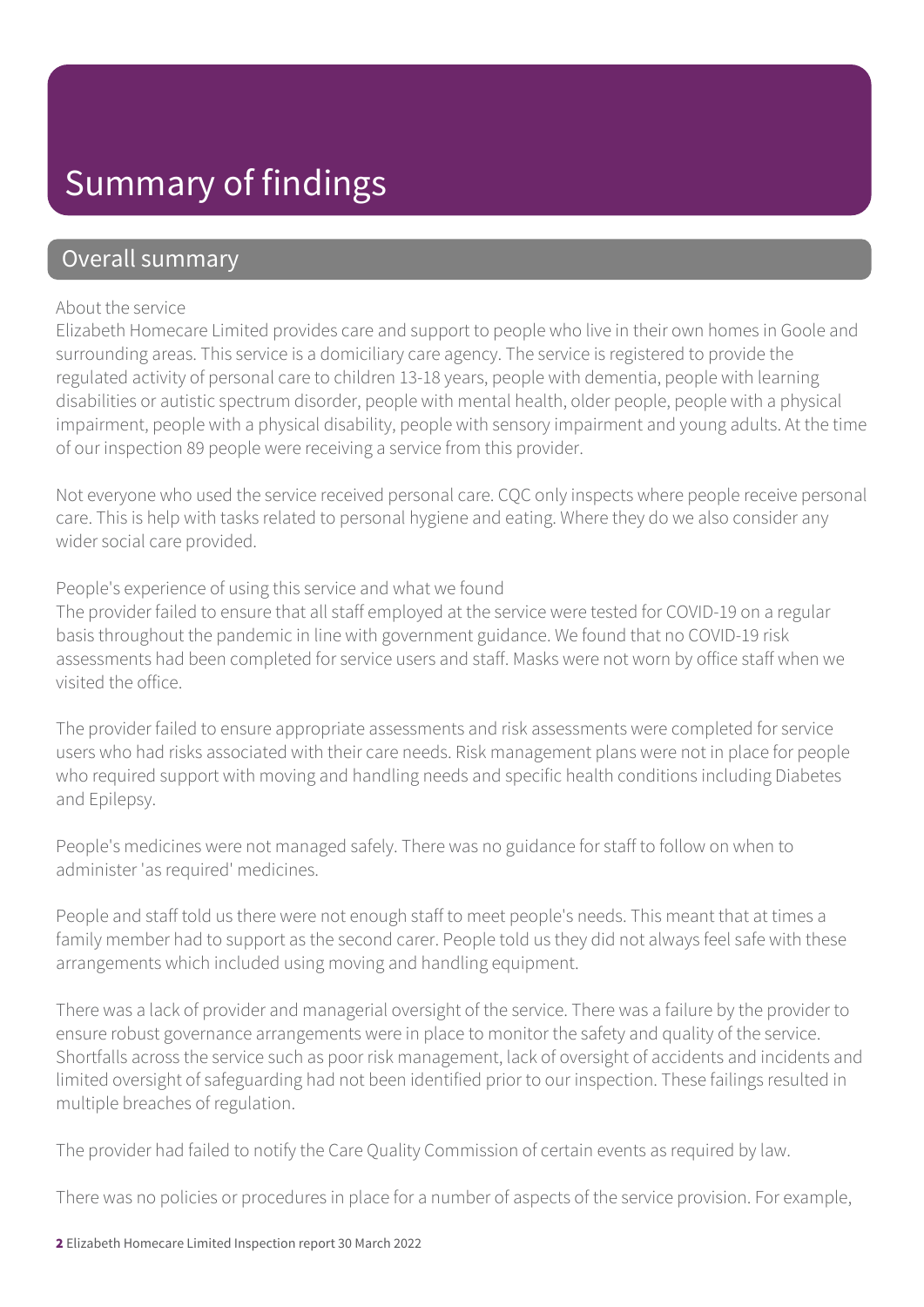# Summary of findings

## Overall summary

About the service

Elizabeth Homecare Limited provides care and support to people who live in their own homes in Goole and surrounding areas. This service is a domiciliary care agency. The service is registered to provide the regulated activity of personal care to children 13-18 years, people with dementia, people with learning disabilities or autistic spectrum disorder, people with mental health, older people, people with a physical impairment, people with a physical disability, people with sensory impairment and young adults. At the time of our inspection 89 people were receiving a service from this provider.

Not everyone who used the service received personal care. CQC only inspects where people receive personal care. This is help with tasks related to personal hygiene and eating. Where they do we also consider any wider social care provided.

People's experience of using this service and what we found

The provider failed to ensure that all staff employed at the service were tested for COVID-19 on a regular basis throughout the pandemic in line with government guidance. We found that no COVID-19 risk assessments had been completed for service users and staff. Masks were not worn by office staff when we visited the office.

The provider failed to ensure appropriate assessments and risk assessments were completed for service users who had risks associated with their care needs. Risk management plans were not in place for people who required support with moving and handling needs and specific health conditions including Diabetes and Epilepsy.

People's medicines were not managed safely. There was no guidance for staff to follow on when to administer 'as required' medicines.

People and staff told us there were not enough staff to meet people's needs. This meant that at times a family member had to support as the second carer. People told us they did not always feel safe with these arrangements which included using moving and handling equipment.

There was a lack of provider and managerial oversight of the service. There was a failure by the provider to ensure robust governance arrangements were in place to monitor the safety and quality of the service. Shortfalls across the service such as poor risk management, lack of oversight of accidents and incidents and limited oversight of safeguarding had not been identified prior to our inspection. These failings resulted in multiple breaches of regulation.

The provider had failed to notify the Care Quality Commission of certain events as required by law.

There was no policies or procedures in place for a number of aspects of the service provision. For example,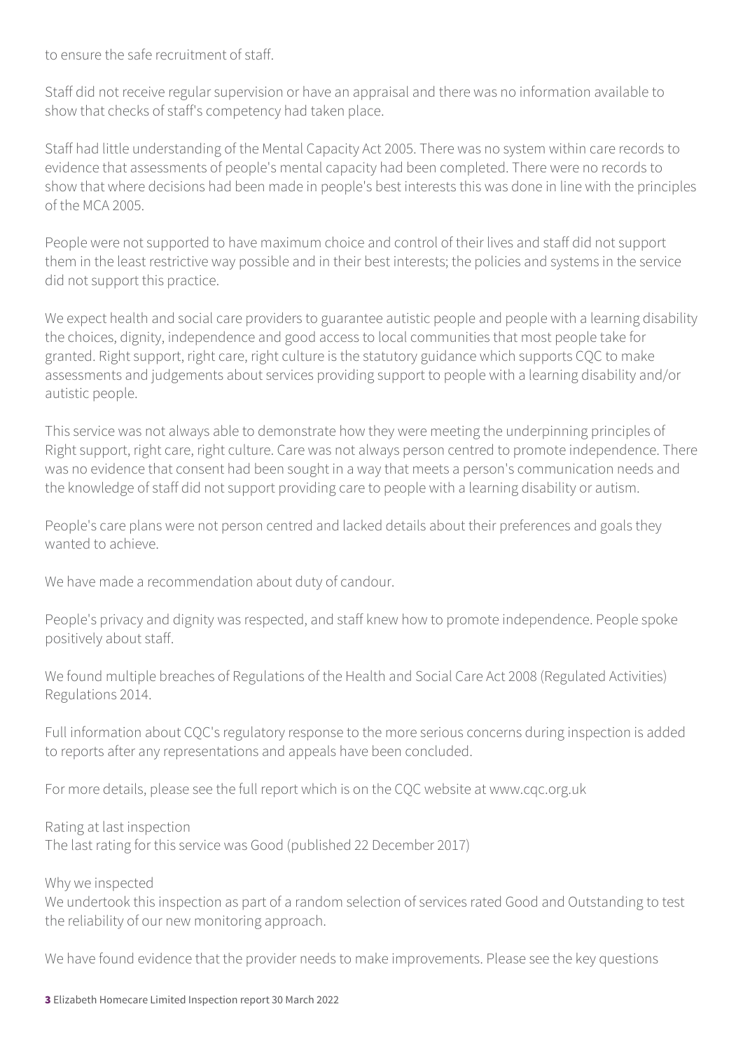to ensure the safe recruitment of staff.

Staff did not receive regular supervision or have an appraisal and there was no information available to show that checks of staff's competency had taken place.

Staff had little understanding of the Mental Capacity Act 2005. There was no system within care records to evidence that assessments of people's mental capacity had been completed. There were no records to show that where decisions had been made in people's best interests this was done in line with the principles of the MCA 2005.

People were not supported to have maximum choice and control of their lives and staff did not support them in the least restrictive way possible and in their best interests; the policies and systems in the service did not support this practice.

We expect health and social care providers to guarantee autistic people and people with a learning disability the choices, dignity, independence and good access to local communities that most people take for granted. Right support, right care, right culture is the statutory guidance which supports CQC to make assessments and judgements about services providing support to people with a learning disability and/or autistic people.

This service was not always able to demonstrate how they were meeting the underpinning principles of Right support, right care, right culture. Care was not always person centred to promote independence. There was no evidence that consent had been sought in a way that meets a person's communication needs and the knowledge of staff did not support providing care to people with a learning disability or autism.

People's care plans were not person centred and lacked details about their preferences and goals they wanted to achieve.

We have made a recommendation about duty of candour.

People's privacy and dignity was respected, and staff knew how to promote independence. People spoke positively about staff.

We found multiple breaches of Regulations of the Health and Social Care Act 2008 (Regulated Activities) Regulations 2014.

Full information about CQC's regulatory response to the more serious concerns during inspection is added to reports after any representations and appeals have been concluded.

For more details, please see the full report which is on the CQC website at www.cqc.org.uk

Rating at last inspection
The last rating for this service was Good (published 22 December 2017)

Why we inspected
We undertook this inspection as part of a random selection of services rated Good and Outstanding to test the reliability of our new monitoring approach.

We have found evidence that the provider needs to make improvements. Please see the key questions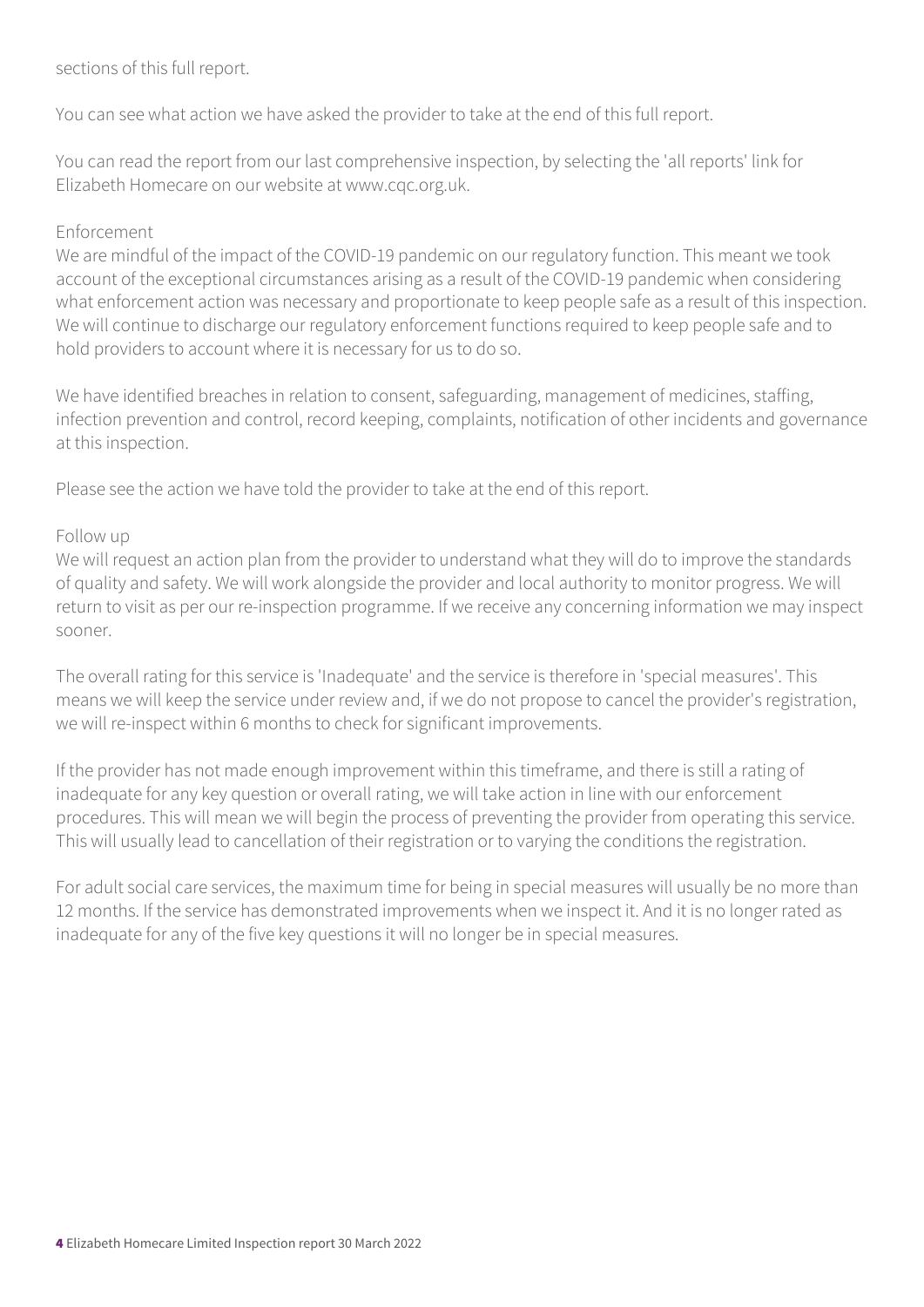sections of this full report.

You can see what action we have asked the provider to take at the end of this full report.

You can read the report from our last comprehensive inspection, by selecting the 'all reports' link for Elizabeth Homecare on our website at www.cqc.org.uk.

Enforcement

We are mindful of the impact of the COVID-19 pandemic on our regulatory function. This meant we took account of the exceptional circumstances arising as a result of the COVID-19 pandemic when considering what enforcement action was necessary and proportionate to keep people safe as a result of this inspection. We will continue to discharge our regulatory enforcement functions required to keep people safe and to hold providers to account where it is necessary for us to do so.

We have identified breaches in relation to consent, safeguarding, management of medicines, staffing, infection prevention and control, record keeping, complaints, notification of other incidents and governance at this inspection.

Please see the action we have told the provider to take at the end of this report.

Follow up

We will request an action plan from the provider to understand what they will do to improve the standards of quality and safety. We will work alongside the provider and local authority to monitor progress. We will return to visit as per our re-inspection programme. If we receive any concerning information we may inspect sooner.

The overall rating for this service is 'Inadequate' and the service is therefore in 'special measures'. This means we will keep the service under review and, if we do not propose to cancel the provider's registration, we will re-inspect within 6 months to check for significant improvements.

If the provider has not made enough improvement within this timeframe, and there is still a rating of inadequate for any key question or overall rating, we will take action in line with our enforcement procedures. This will mean we will begin the process of preventing the provider from operating this service. This will usually lead to cancellation of their registration or to varying the conditions the registration.

For adult social care services, the maximum time for being in special measures will usually be no more than 12 months. If the service has demonstrated improvements when we inspect it. And it is no longer rated as inadequate for any of the five key questions it will no longer be in special measures.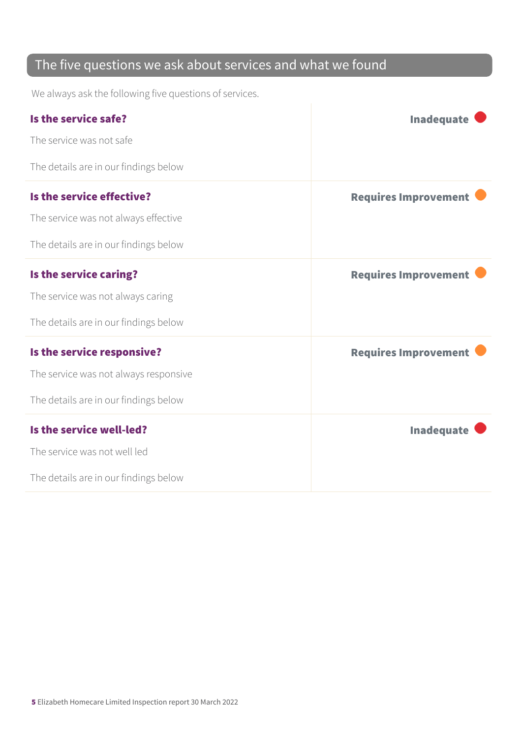## The five questions we ask about services and what we found

We always ask the following five questions of services.

| | |
|---|---|
| **Is the service safe?**<br><br>The service was not safe<br><br>The details are in our findings below | **Inadequate** |
| **Is the service effective?**<br><br>The service was not always effective<br><br>The details are in our findings below | **Requires Improvement** |
| **Is the service caring?**<br><br>The service was not always caring<br><br>The details are in our findings below | **Requires Improvement** |
| **Is the service responsive?**<br><br>The service was not always responsive<br><br>The details are in our findings below | **Requires Improvement** |
| **Is the service well-led?**<br><br>The service was not well led<br><br>The details are in our findings below | **Inadequate** |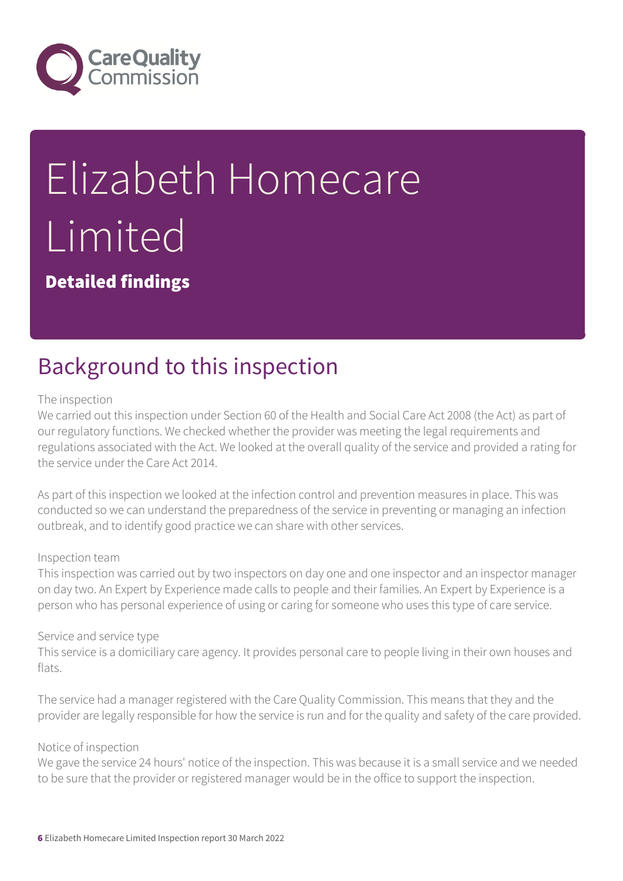# Elizabeth Homecare Limited

**Detailed findings**

## Background to this inspection

The inspection

We carried out this inspection under Section 60 of the Health and Social Care Act 2008 (the Act) as part of our regulatory functions. We checked whether the provider was meeting the legal requirements and regulations associated with the Act. We looked at the overall quality of the service and provided a rating for the service under the Care Act 2014.

As part of this inspection we looked at the infection control and prevention measures in place. This was conducted so we can understand the preparedness of the service in preventing or managing an infection outbreak, and to identify good practice we can share with other services.

Inspection team

This inspection was carried out by two inspectors on day one and one inspector and an inspector manager on day two. An Expert by Experience made calls to people and their families. An Expert by Experience is a person who has personal experience of using or caring for someone who uses this type of care service.

Service and service type

This service is a domiciliary care agency. It provides personal care to people living in their own houses and flats.

The service had a manager registered with the Care Quality Commission. This means that they and the provider are legally responsible for how the service is run and for the quality and safety of the care provided.

Notice of inspection

We gave the service 24 hours' notice of the inspection. This was because it is a small service and we needed to be sure that the provider or registered manager would be in the office to support the inspection.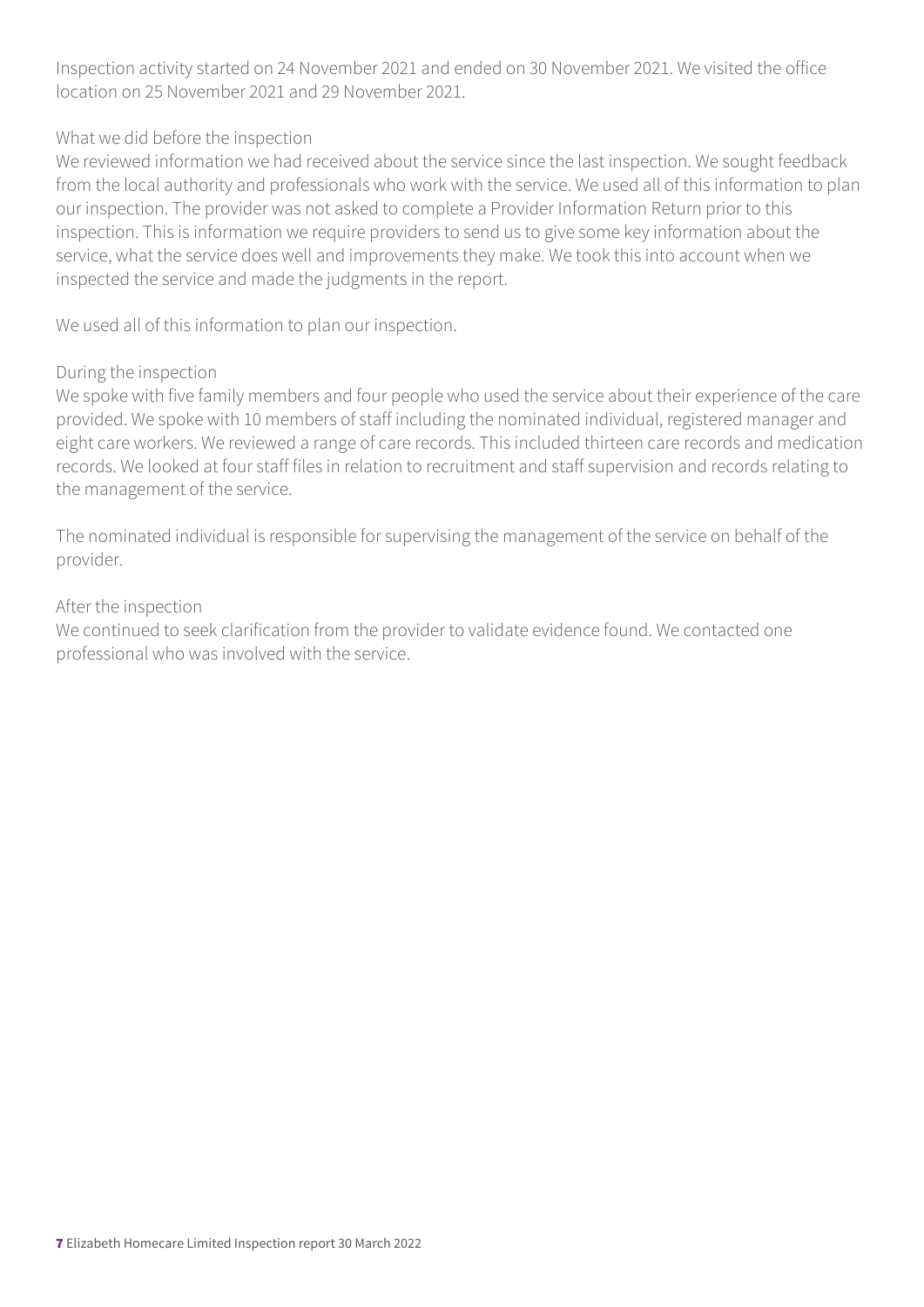Inspection activity started on 24 November 2021 and ended on 30 November 2021. We visited the office location on 25 November 2021 and 29 November 2021.

What we did before the inspection

We reviewed information we had received about the service since the last inspection. We sought feedback from the local authority and professionals who work with the service. We used all of this information to plan our inspection. The provider was not asked to complete a Provider Information Return prior to this inspection. This is information we require providers to send us to give some key information about the service, what the service does well and improvements they make. We took this into account when we inspected the service and made the judgments in the report.

We used all of this information to plan our inspection.

During the inspection

We spoke with five family members and four people who used the service about their experience of the care provided. We spoke with 10 members of staff including the nominated individual, registered manager and eight care workers. We reviewed a range of care records. This included thirteen care records and medication records. We looked at four staff files in relation to recruitment and staff supervision and records relating to the management of the service.

The nominated individual is responsible for supervising the management of the service on behalf of the provider.

After the inspection

We continued to seek clarification from the provider to validate evidence found. We contacted one professional who was involved with the service.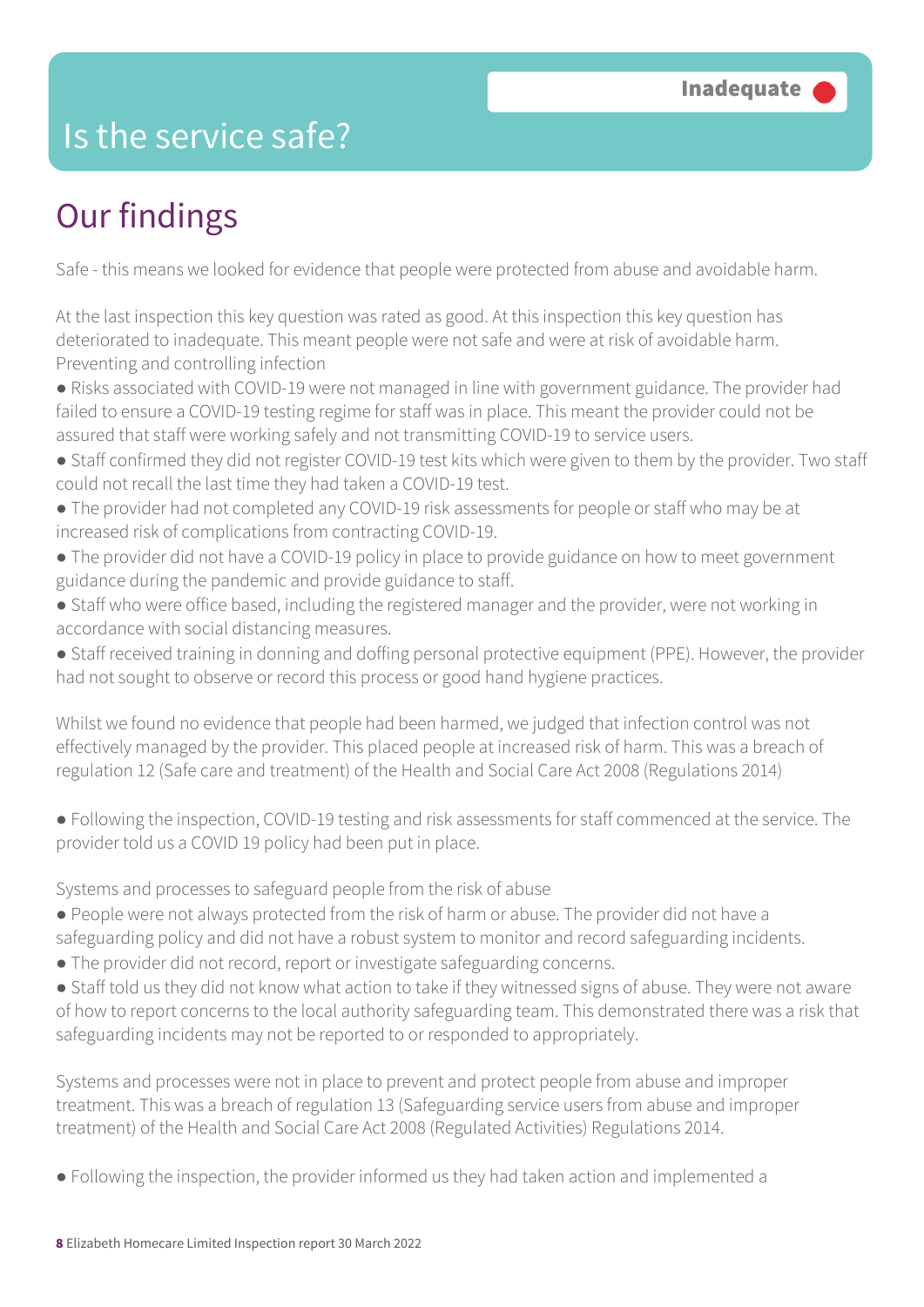# Is the service safe?

**Inadequate**

## Our findings

Safe - this means we looked for evidence that people were protected from abuse and avoidable harm.

At the last inspection this key question was rated as good. At this inspection this key question has deteriorated to inadequate. This meant people were not safe and were at risk of avoidable harm.
Preventing and controlling infection

- Risks associated with COVID-19 were not managed in line with government guidance. The provider had failed to ensure a COVID-19 testing regime for staff was in place. This meant the provider could not be assured that staff were working safely and not transmitting COVID-19 to service users.
- Staff confirmed they did not register COVID-19 test kits which were given to them by the provider. Two staff could not recall the last time they had taken a COVID-19 test.
- The provider had not completed any COVID-19 risk assessments for people or staff who may be at increased risk of complications from contracting COVID-19.
- The provider did not have a COVID-19 policy in place to provide guidance on how to meet government guidance during the pandemic and provide guidance to staff.
- Staff who were office based, including the registered manager and the provider, were not working in accordance with social distancing measures.
- Staff received training in donning and doffing personal protective equipment (PPE). However, the provider had not sought to observe or record this process or good hand hygiene practices.

Whilst we found no evidence that people had been harmed, we judged that infection control was not effectively managed by the provider. This placed people at increased risk of harm. This was a breach of regulation 12 (Safe care and treatment) of the Health and Social Care Act 2008 (Regulations 2014)

- Following the inspection, COVID-19 testing and risk assessments for staff commenced at the service. The provider told us a COVID 19 policy had been put in place.

Systems and processes to safeguard people from the risk of abuse

- People were not always protected from the risk of harm or abuse. The provider did not have a safeguarding policy and did not have a robust system to monitor and record safeguarding incidents.
- The provider did not record, report or investigate safeguarding concerns.
- Staff told us they did not know what action to take if they witnessed signs of abuse. They were not aware of how to report concerns to the local authority safeguarding team. This demonstrated there was a risk that safeguarding incidents may not be reported to or responded to appropriately.

Systems and processes were not in place to prevent and protect people from abuse and improper treatment. This was a breach of regulation 13 (Safeguarding service users from abuse and improper treatment) of the Health and Social Care Act 2008 (Regulated Activities) Regulations 2014.

- Following the inspection, the provider informed us they had taken action and implemented a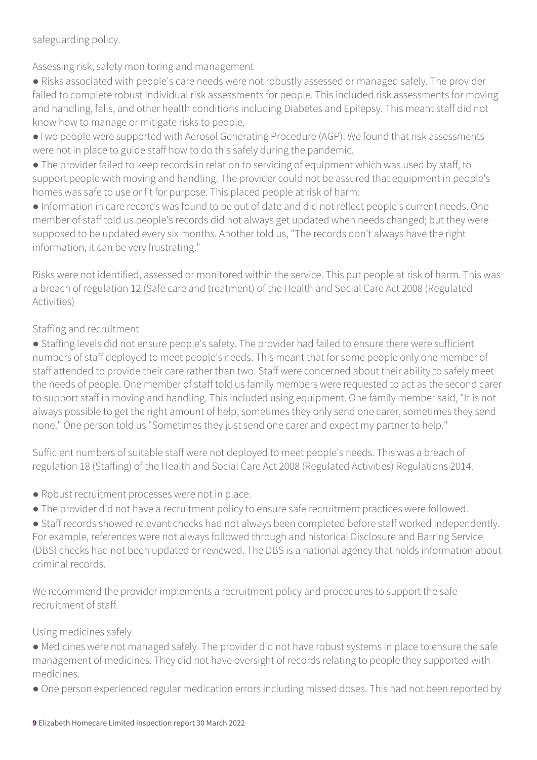safeguarding policy.

Assessing risk, safety monitoring and management

- Risks associated with people's care needs were not robustly assessed or managed safely. The provider failed to complete robust individual risk assessments for people. This included risk assessments for moving and handling, falls, and other health conditions including Diabetes and Epilepsy. This meant staff did not know how to manage or mitigate risks to people.
- Two people were supported with Aerosol Generating Procedure (AGP). We found that risk assessments were not in place to guide staff how to do this safely during the pandemic.
- The provider failed to keep records in relation to servicing of equipment which was used by staff, to support people with moving and handling. The provider could not be assured that equipment in people's homes was safe to use or fit for purpose. This placed people at risk of harm.
- Information in care records was found to be out of date and did not reflect people's current needs. One member of staff told us people's records did not always get updated when needs changed; but they were supposed to be updated every six months. Another told us, "The records don't always have the right information, it can be very frustrating."

Risks were not identified, assessed or monitored within the service. This put people at risk of harm. This was a breach of regulation 12 (Safe care and treatment) of the Health and Social Care Act 2008 (Regulated Activities)

Staffing and recruitment

- Staffing levels did not ensure people's safety. The provider had failed to ensure there were sufficient numbers of staff deployed to meet people's needs. This meant that for some people only one member of staff attended to provide their care rather than two. Staff were concerned about their ability to safely meet the needs of people. One member of staff told us family members were requested to act as the second carer to support staff in moving and handling. This included using equipment. One family member said, "It is not always possible to get the right amount of help, sometimes they only send one carer, sometimes they send none." One person told us "Sometimes they just send one carer and expect my partner to help."

Sufficient numbers of suitable staff were not deployed to meet people's needs. This was a breach of regulation 18 (Staffing) of the Health and Social Care Act 2008 (Regulated Activities) Regulations 2014.

- Robust recruitment processes were not in place.
- The provider did not have a recruitment policy to ensure safe recruitment practices were followed.
- Staff records showed relevant checks had not always been completed before staff worked independently. For example, references were not always followed through and historical Disclosure and Barring Service (DBS) checks had not been updated or reviewed. The DBS is a national agency that holds information about criminal records.

We recommend the provider implements a recruitment policy and procedures to support the safe recruitment of staff.

Using medicines safely.

- Medicines were not managed safely. The provider did not have robust systems in place to ensure the safe management of medicines. They did not have oversight of records relating to people they supported with medicines.
- One person experienced regular medication errors including missed doses. This had not been reported by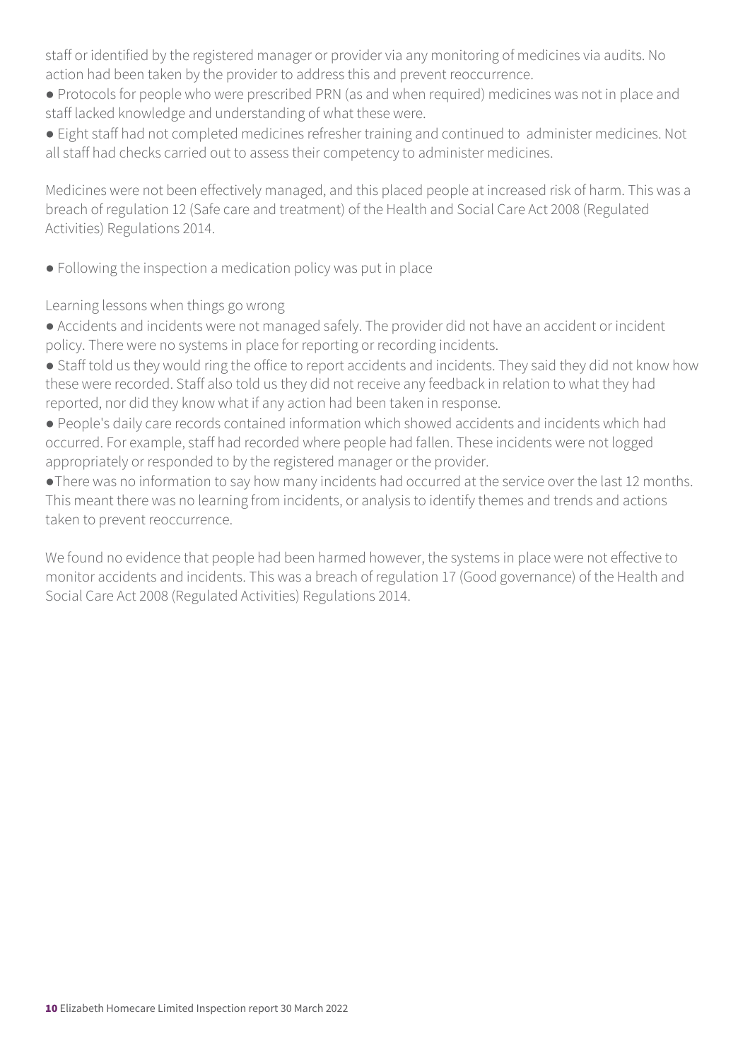staff or identified by the registered manager or provider via any monitoring of medicines via audits. No action had been taken by the provider to address this and prevent reoccurrence.

- Protocols for people who were prescribed PRN (as and when required) medicines was not in place and staff lacked knowledge and understanding of what these were.
- Eight staff had not completed medicines refresher training and continued to administer medicines. Not all staff had checks carried out to assess their competency to administer medicines.

Medicines were not been effectively managed, and this placed people at increased risk of harm. This was a breach of regulation 12 (Safe care and treatment) of the Health and Social Care Act 2008 (Regulated Activities) Regulations 2014.

- Following the inspection a medication policy was put in place

Learning lessons when things go wrong

- Accidents and incidents were not managed safely. The provider did not have an accident or incident policy. There were no systems in place for reporting or recording incidents.
- Staff told us they would ring the office to report accidents and incidents. They said they did not know how these were recorded. Staff also told us they did not receive any feedback in relation to what they had reported, nor did they know what if any action had been taken in response.
- People's daily care records contained information which showed accidents and incidents which had occurred. For example, staff had recorded where people had fallen. These incidents were not logged appropriately or responded to by the registered manager or the provider.
- There was no information to say how many incidents had occurred at the service over the last 12 months. This meant there was no learning from incidents, or analysis to identify themes and trends and actions taken to prevent reoccurrence.

We found no evidence that people had been harmed however, the systems in place were not effective to monitor accidents and incidents. This was a breach of regulation 17 (Good governance) of the Health and Social Care Act 2008 (Regulated Activities) Regulations 2014.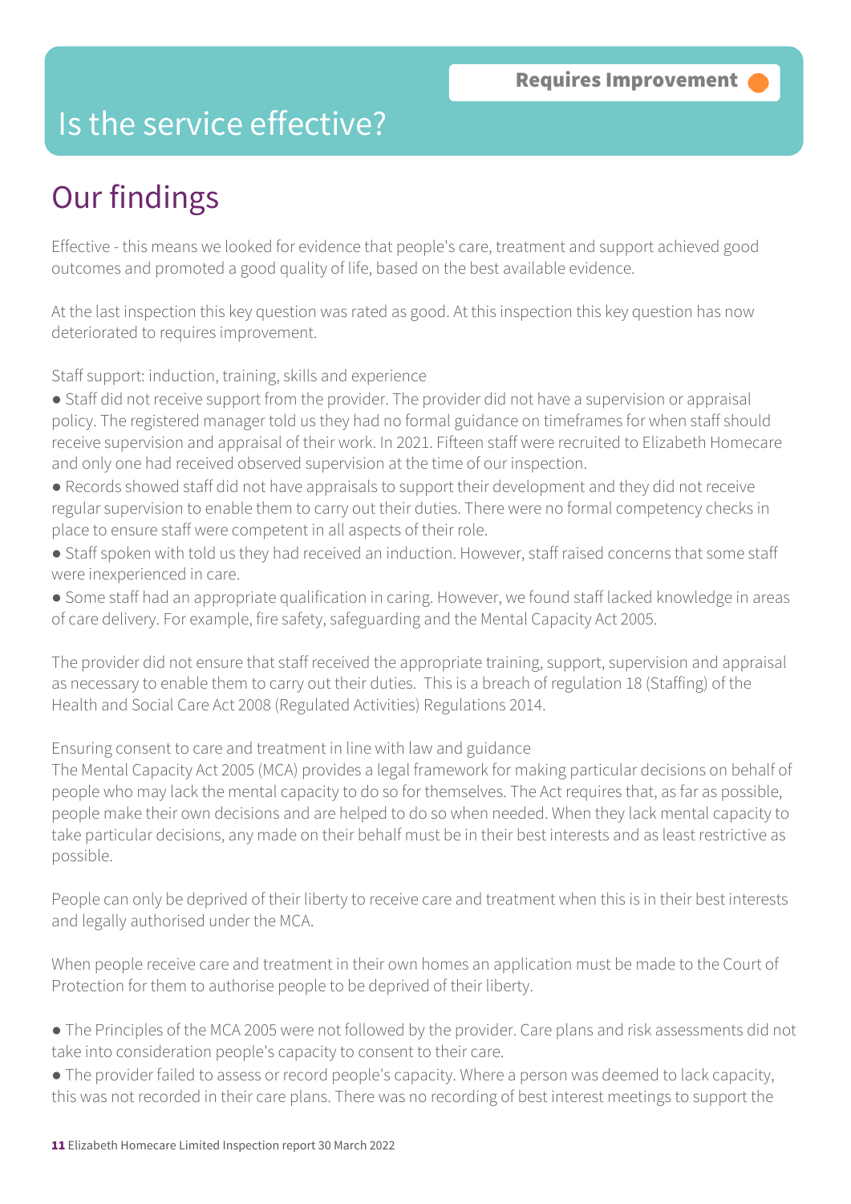Requires Improvement

# Is the service effective?

## Our findings

Effective - this means we looked for evidence that people's care, treatment and support achieved good outcomes and promoted a good quality of life, based on the best available evidence.

At the last inspection this key question was rated as good. At this inspection this key question has now deteriorated to requires improvement.

Staff support: induction, training, skills and experience

- Staff did not receive support from the provider. The provider did not have a supervision or appraisal policy. The registered manager told us they had no formal guidance on timeframes for when staff should receive supervision and appraisal of their work. In 2021. Fifteen staff were recruited to Elizabeth Homecare and only one had received observed supervision at the time of our inspection.
- Records showed staff did not have appraisals to support their development and they did not receive regular supervision to enable them to carry out their duties. There were no formal competency checks in place to ensure staff were competent in all aspects of their role.
- Staff spoken with told us they had received an induction. However, staff raised concerns that some staff were inexperienced in care.
- Some staff had an appropriate qualification in caring. However, we found staff lacked knowledge in areas of care delivery. For example, fire safety, safeguarding and the Mental Capacity Act 2005.

The provider did not ensure that staff received the appropriate training, support, supervision and appraisal as necessary to enable them to carry out their duties. This is a breach of regulation 18 (Staffing) of the Health and Social Care Act 2008 (Regulated Activities) Regulations 2014.

Ensuring consent to care and treatment in line with law and guidance

The Mental Capacity Act 2005 (MCA) provides a legal framework for making particular decisions on behalf of people who may lack the mental capacity to do so for themselves. The Act requires that, as far as possible, people make their own decisions and are helped to do so when needed. When they lack mental capacity to take particular decisions, any made on their behalf must be in their best interests and as least restrictive as possible.

People can only be deprived of their liberty to receive care and treatment when this is in their best interests and legally authorised under the MCA.

When people receive care and treatment in their own homes an application must be made to the Court of Protection for them to authorise people to be deprived of their liberty.

- The Principles of the MCA 2005 were not followed by the provider. Care plans and risk assessments did not take into consideration people's capacity to consent to their care.
- The provider failed to assess or record people's capacity. Where a person was deemed to lack capacity, this was not recorded in their care plans. There was no recording of best interest meetings to support the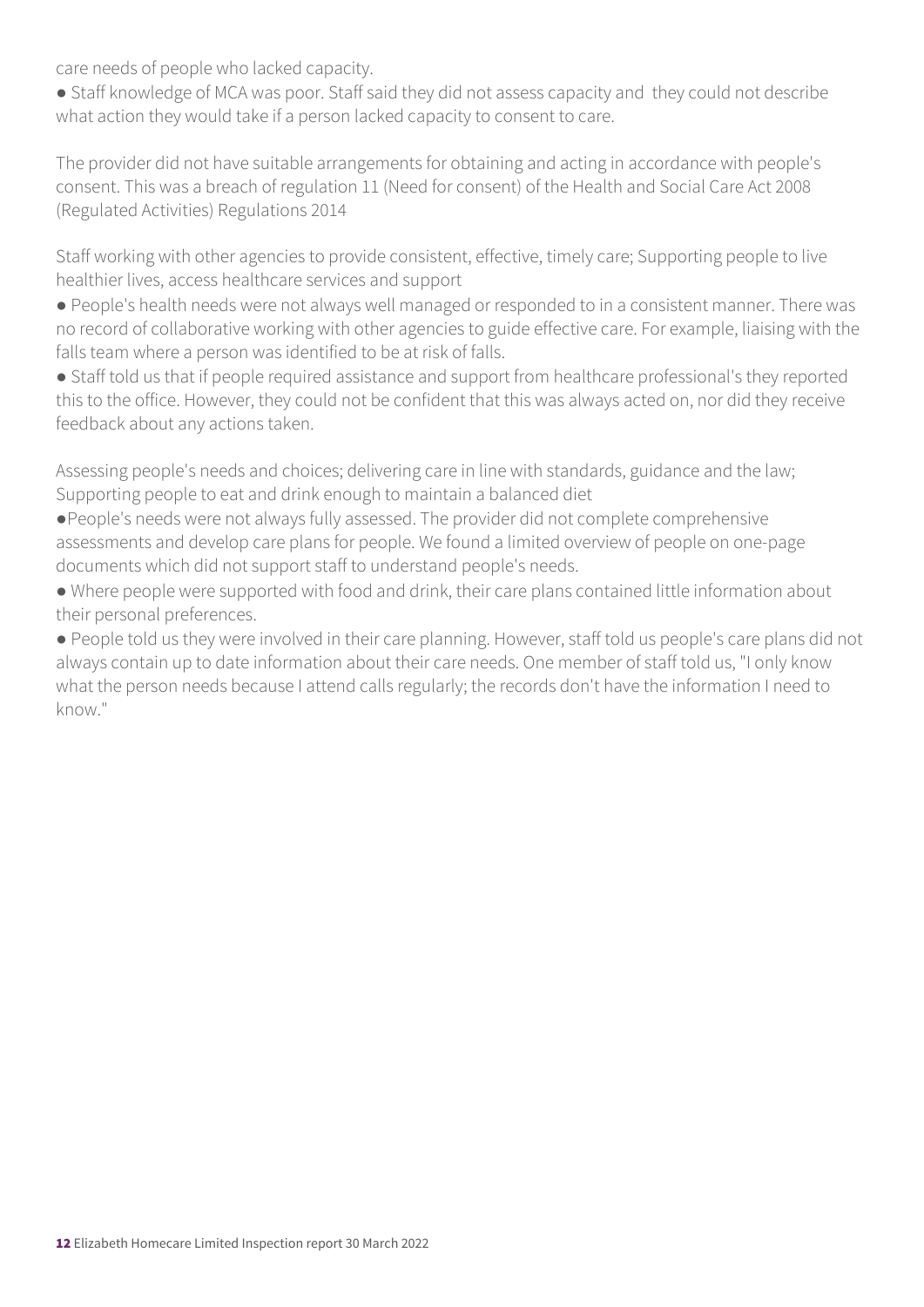care needs of people who lacked capacity.

- Staff knowledge of MCA was poor. Staff said they did not assess capacity and they could not describe what action they would take if a person lacked capacity to consent to care.

The provider did not have suitable arrangements for obtaining and acting in accordance with people's consent. This was a breach of regulation 11 (Need for consent) of the Health and Social Care Act 2008 (Regulated Activities) Regulations 2014

Staff working with other agencies to provide consistent, effective, timely care; Supporting people to live healthier lives, access healthcare services and support

- People's health needs were not always well managed or responded to in a consistent manner. There was no record of collaborative working with other agencies to guide effective care. For example, liaising with the falls team where a person was identified to be at risk of falls.
- Staff told us that if people required assistance and support from healthcare professional's they reported this to the office. However, they could not be confident that this was always acted on, nor did they receive feedback about any actions taken.

Assessing people's needs and choices; delivering care in line with standards, guidance and the law; Supporting people to eat and drink enough to maintain a balanced diet

- People's needs were not always fully assessed. The provider did not complete comprehensive assessments and develop care plans for people. We found a limited overview of people on one-page documents which did not support staff to understand people's needs.
- Where people were supported with food and drink, their care plans contained little information about their personal preferences.
- People told us they were involved in their care planning. However, staff told us people's care plans did not always contain up to date information about their care needs. One member of staff told us, "I only know what the person needs because I attend calls regularly; the records don't have the information I need to know."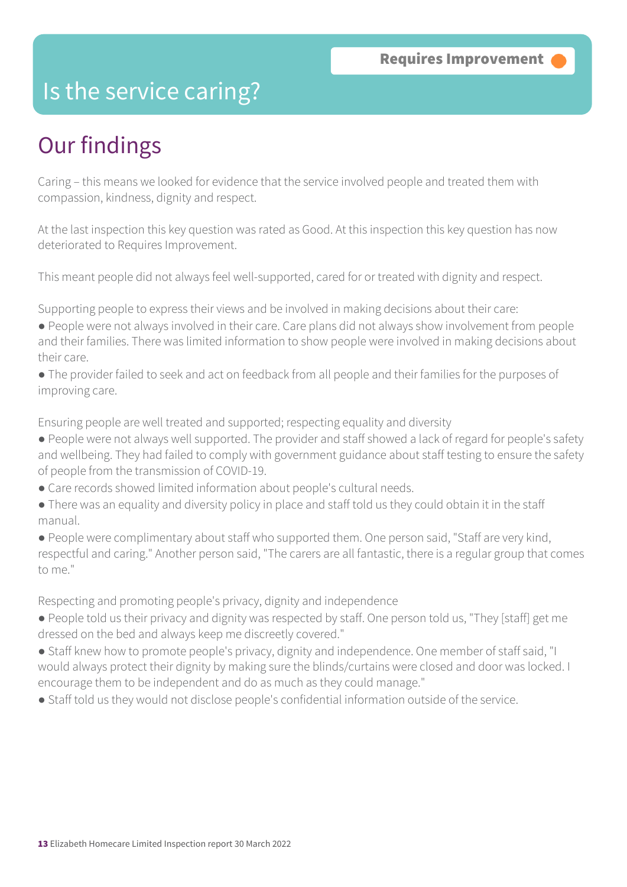Requires Improvement

# Is the service caring?

## Our findings

Caring – this means we looked for evidence that the service involved people and treated them with compassion, kindness, dignity and respect.

At the last inspection this key question was rated as Good. At this inspection this key question has now deteriorated to Requires Improvement.

This meant people did not always feel well-supported, cared for or treated with dignity and respect.

Supporting people to express their views and be involved in making decisions about their care:

- People were not always involved in their care. Care plans did not always show involvement from people and their families. There was limited information to show people were involved in making decisions about their care.
- The provider failed to seek and act on feedback from all people and their families for the purposes of improving care.

Ensuring people are well treated and supported; respecting equality and diversity

- People were not always well supported. The provider and staff showed a lack of regard for people's safety and wellbeing. They had failed to comply with government guidance about staff testing to ensure the safety of people from the transmission of COVID-19.
- Care records showed limited information about people's cultural needs.
- There was an equality and diversity policy in place and staff told us they could obtain it in the staff manual.
- People were complimentary about staff who supported them. One person said, "Staff are very kind, respectful and caring." Another person said, "The carers are all fantastic, there is a regular group that comes to me."

Respecting and promoting people's privacy, dignity and independence

- People told us their privacy and dignity was respected by staff. One person told us, "They [staff] get me dressed on the bed and always keep me discreetly covered."
- Staff knew how to promote people's privacy, dignity and independence. One member of staff said, "I would always protect their dignity by making sure the blinds/curtains were closed and door was locked. I encourage them to be independent and do as much as they could manage."
- Staff told us they would not disclose people's confidential information outside of the service.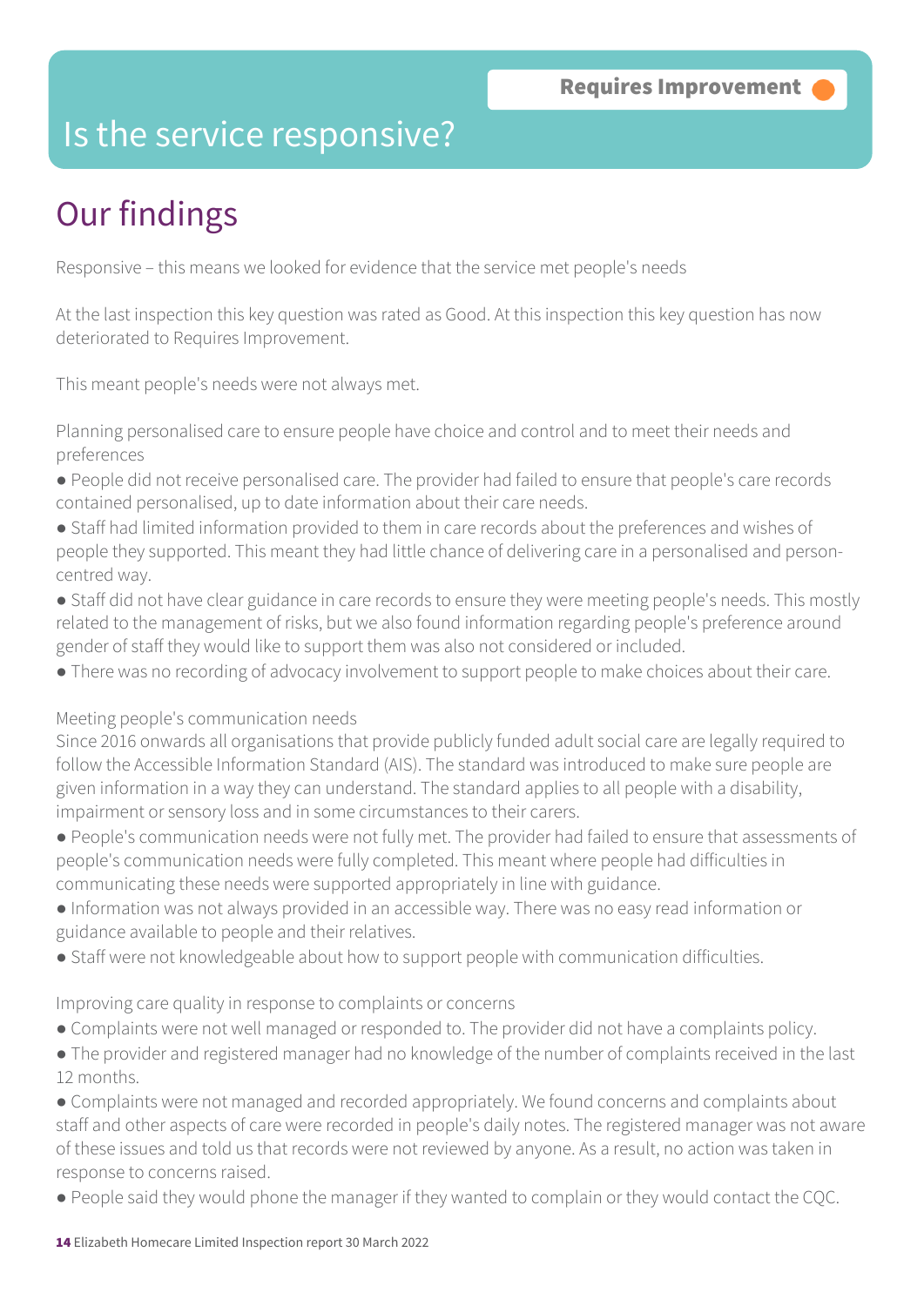Requires Improvement

# Is the service responsive?

## Our findings

Responsive – this means we looked for evidence that the service met people's needs

At the last inspection this key question was rated as Good. At this inspection this key question has now deteriorated to Requires Improvement.

This meant people's needs were not always met.

Planning personalised care to ensure people have choice and control and to meet their needs and preferences

- People did not receive personalised care. The provider had failed to ensure that people's care records contained personalised, up to date information about their care needs.
- Staff had limited information provided to them in care records about the preferences and wishes of people they supported. This meant they had little chance of delivering care in a personalised and person-centred way.
- Staff did not have clear guidance in care records to ensure they were meeting people's needs. This mostly related to the management of risks, but we also found information regarding people's preference around gender of staff they would like to support them was also not considered or included.
- There was no recording of advocacy involvement to support people to make choices about their care.

Meeting people's communication needs

Since 2016 onwards all organisations that provide publicly funded adult social care are legally required to follow the Accessible Information Standard (AIS). The standard was introduced to make sure people are given information in a way they can understand. The standard applies to all people with a disability, impairment or sensory loss and in some circumstances to their carers.

- People's communication needs were not fully met. The provider had failed to ensure that assessments of people's communication needs were fully completed. This meant where people had difficulties in communicating these needs were supported appropriately in line with guidance.
- Information was not always provided in an accessible way. There was no easy read information or guidance available to people and their relatives.
- Staff were not knowledgeable about how to support people with communication difficulties.

Improving care quality in response to complaints or concerns

- Complaints were not well managed or responded to. The provider did not have a complaints policy.
- The provider and registered manager had no knowledge of the number of complaints received in the last 12 months.
- Complaints were not managed and recorded appropriately. We found concerns and complaints about staff and other aspects of care were recorded in people's daily notes. The registered manager was not aware of these issues and told us that records were not reviewed by anyone. As a result, no action was taken in response to concerns raised.
- People said they would phone the manager if they wanted to complain or they would contact the CQC.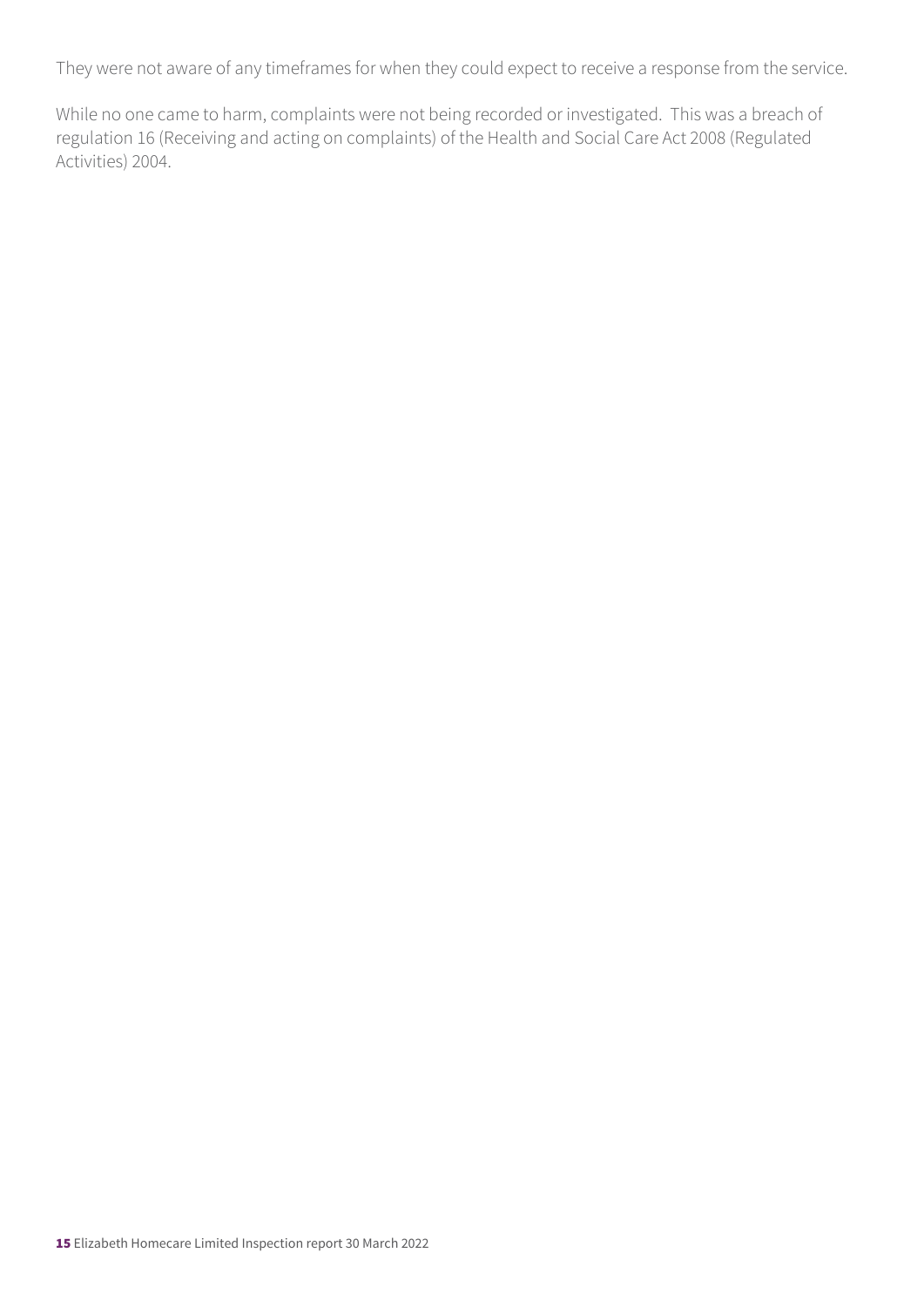They were not aware of any timeframes for when they could expect to receive a response from the service.

While no one came to harm, complaints were not being recorded or investigated. This was a breach of regulation 16 (Receiving and acting on complaints) of the Health and Social Care Act 2008 (Regulated Activities) 2004.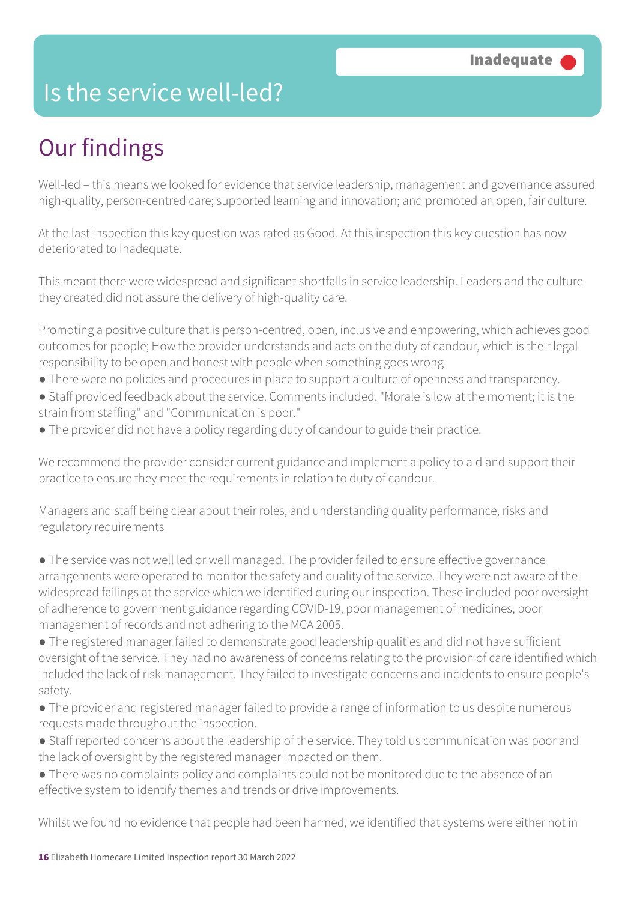# Is the service well-led?

**Inadequate**

## Our findings

Well-led – this means we looked for evidence that service leadership, management and governance assured high-quality, person-centred care; supported learning and innovation; and promoted an open, fair culture.

At the last inspection this key question was rated as Good. At this inspection this key question has now deteriorated to Inadequate.

This meant there were widespread and significant shortfalls in service leadership. Leaders and the culture they created did not assure the delivery of high-quality care.

Promoting a positive culture that is person-centred, open, inclusive and empowering, which achieves good outcomes for people; How the provider understands and acts on the duty of candour, which is their legal responsibility to be open and honest with people when something goes wrong

- There were no policies and procedures in place to support a culture of openness and transparency.
- Staff provided feedback about the service. Comments included, "Morale is low at the moment; it is the strain from staffing" and "Communication is poor."
- The provider did not have a policy regarding duty of candour to guide their practice.

We recommend the provider consider current guidance and implement a policy to aid and support their practice to ensure they meet the requirements in relation to duty of candour.

Managers and staff being clear about their roles, and understanding quality performance, risks and regulatory requirements

- The service was not well led or well managed. The provider failed to ensure effective governance arrangements were operated to monitor the safety and quality of the service. They were not aware of the widespread failings at the service which we identified during our inspection. These included poor oversight of adherence to government guidance regarding COVID-19, poor management of medicines, poor management of records and not adhering to the MCA 2005.
- The registered manager failed to demonstrate good leadership qualities and did not have sufficient oversight of the service. They had no awareness of concerns relating to the provision of care identified which included the lack of risk management. They failed to investigate concerns and incidents to ensure people's safety.
- The provider and registered manager failed to provide a range of information to us despite numerous requests made throughout the inspection.
- Staff reported concerns about the leadership of the service. They told us communication was poor and the lack of oversight by the registered manager impacted on them.
- There was no complaints policy and complaints could not be monitored due to the absence of an effective system to identify themes and trends or drive improvements.

Whilst we found no evidence that people had been harmed, we identified that systems were either not in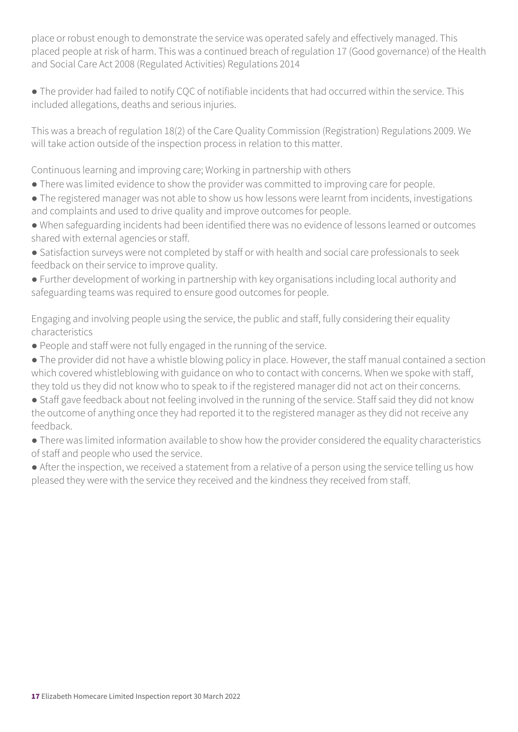place or robust enough to demonstrate the service was operated safely and effectively managed. This placed people at risk of harm. This was a continued breach of regulation 17 (Good governance) of the Health and Social Care Act 2008 (Regulated Activities) Regulations 2014

- The provider had failed to notify CQC of notifiable incidents that had occurred within the service. This included allegations, deaths and serious injuries.

This was a breach of regulation 18(2) of the Care Quality Commission (Registration) Regulations 2009. We will take action outside of the inspection process in relation to this matter.

Continuous learning and improving care; Working in partnership with others

- There was limited evidence to show the provider was committed to improving care for people.
- The registered manager was not able to show us how lessons were learnt from incidents, investigations and complaints and used to drive quality and improve outcomes for people.
- When safeguarding incidents had been identified there was no evidence of lessons learned or outcomes shared with external agencies or staff.
- Satisfaction surveys were not completed by staff or with health and social care professionals to seek feedback on their service to improve quality.
- Further development of working in partnership with key organisations including local authority and safeguarding teams was required to ensure good outcomes for people.

Engaging and involving people using the service, the public and staff, fully considering their equality characteristics

- People and staff were not fully engaged in the running of the service.
- The provider did not have a whistle blowing policy in place. However, the staff manual contained a section which covered whistleblowing with guidance on who to contact with concerns. When we spoke with staff, they told us they did not know who to speak to if the registered manager did not act on their concerns.
- Staff gave feedback about not feeling involved in the running of the service. Staff said they did not know the outcome of anything once they had reported it to the registered manager as they did not receive any feedback.
- There was limited information available to show how the provider considered the equality characteristics of staff and people who used the service.
- After the inspection, we received a statement from a relative of a person using the service telling us how pleased they were with the service they received and the kindness they received from staff.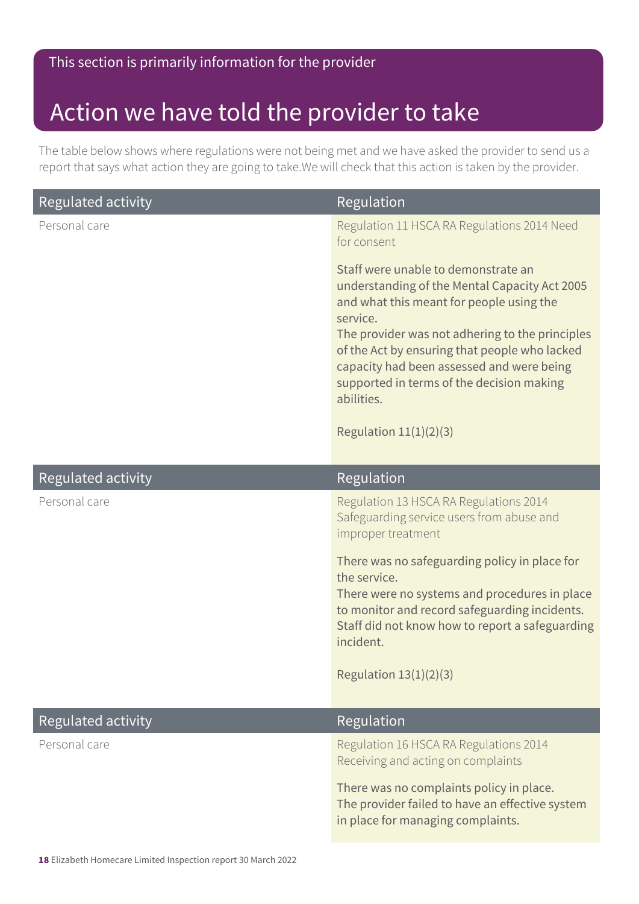This section is primarily information for the provider

# Action we have told the provider to take

The table below shows where regulations were not being met and we have asked the provider to send us a report that says what action they are going to take.We will check that this action is taken by the provider.

| Regulated activity | Regulation |
|---|---|
| Personal care | Regulation 11 HSCA RA Regulations 2014 Need for consent<br><br>Staff were unable to demonstrate an understanding of the Mental Capacity Act 2005 and what this meant for people using the service.<br>The provider was not adhering to the principles of the Act by ensuring that people who lacked capacity had been assessed and were being supported in terms of the decision making abilities.<br><br>Regulation 11(1)(2)(3) |

| Regulated activity | Regulation |
|---|---|
| Personal care | Regulation 13 HSCA RA Regulations 2014 Safeguarding service users from abuse and improper treatment<br><br>There was no safeguarding policy in place for the service.<br>There were no systems and procedures in place to monitor and record safeguarding incidents.<br>Staff did not know how to report a safeguarding incident.<br><br>Regulation 13(1)(2)(3) |

| Regulated activity | Regulation |
|---|---|
| Personal care | Regulation 16 HSCA RA Regulations 2014 Receiving and acting on complaints<br><br>There was no complaints policy in place.<br>The provider failed to have an effective system in place for managing complaints. |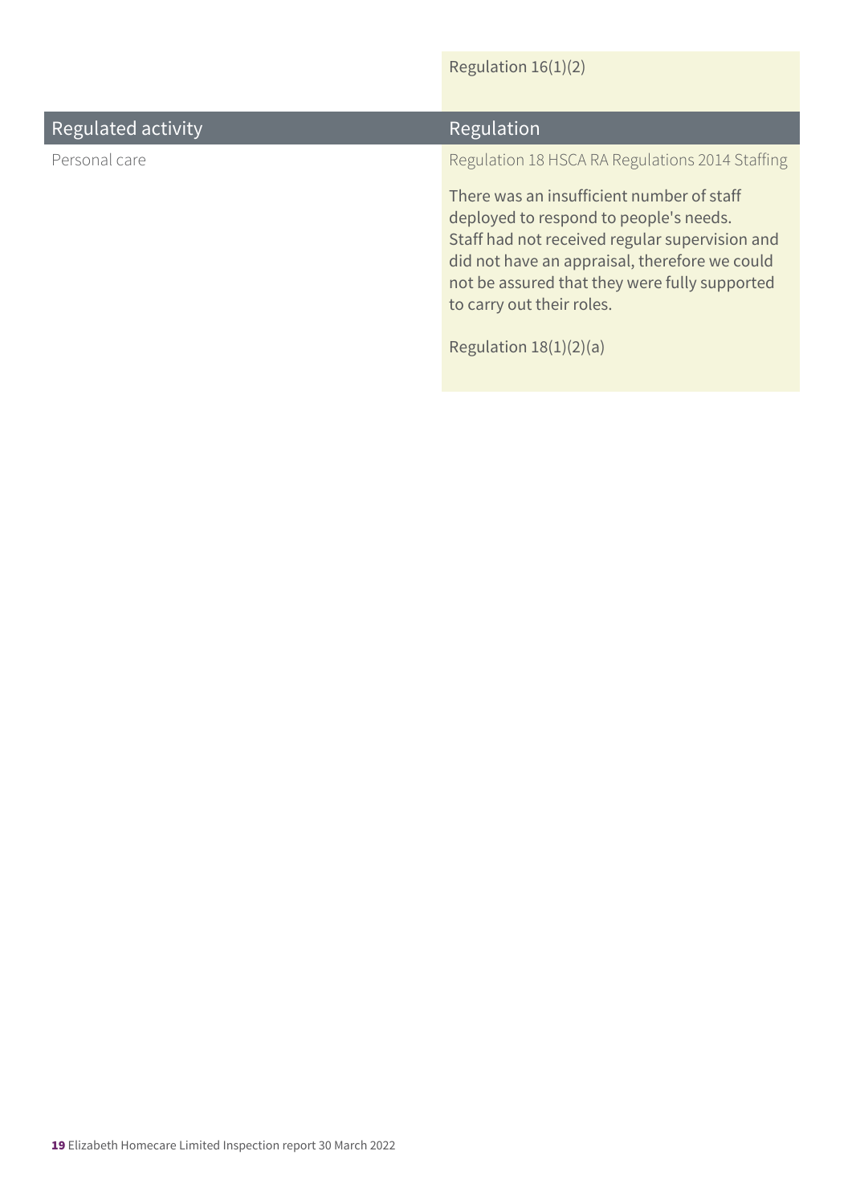Regulation 16(1)(2)

| Regulated activity | Regulation |
| --- | --- |
| Personal care | Regulation 18 HSCA RA Regulations 2014 Staffing<br><br>There was an insufficient number of staff deployed to respond to people's needs. Staff had not received regular supervision and did not have an appraisal, therefore we could not be assured that they were fully supported to carry out their roles.<br><br>Regulation 18(1)(2)(a) |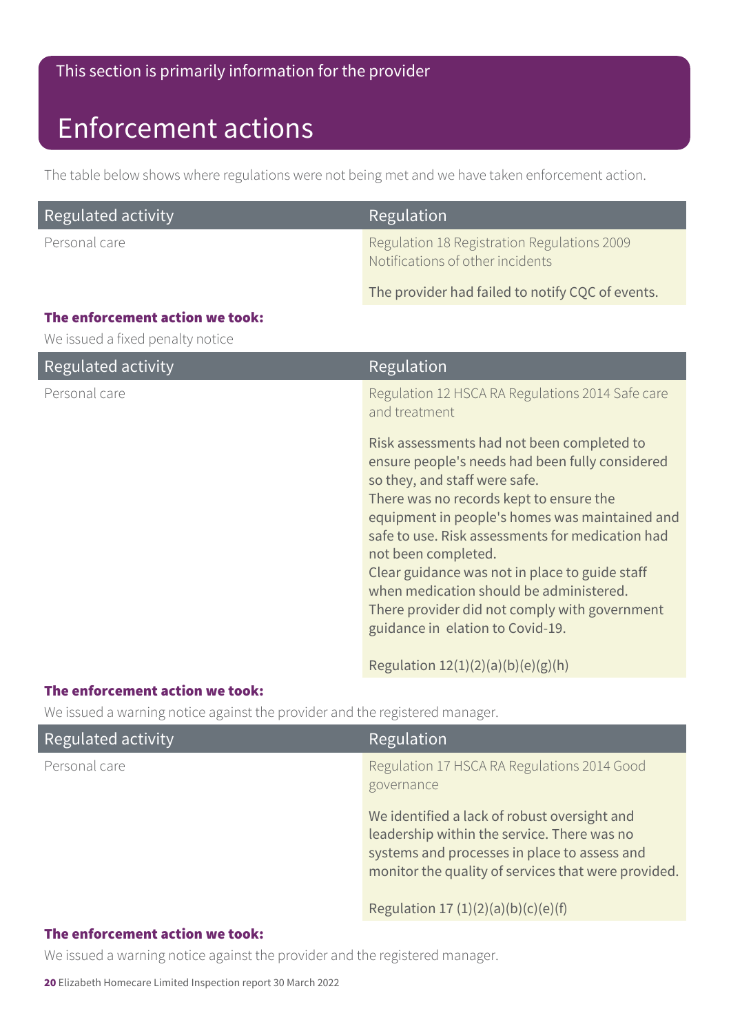This section is primarily information for the provider

# Enforcement actions

The table below shows where regulations were not being met and we have taken enforcement action.

| Regulated activity | Regulation |
|---|---|
| Personal care | Regulation 18 Registration Regulations 2009 Notifications of other incidents<br><br>The provider had failed to notify CQC of events. |

**The enforcement action we took:**

We issued a fixed penalty notice

| Regulated activity | Regulation |
|---|---|
| Personal care | Regulation 12 HSCA RA Regulations 2014 Safe care and treatment<br><br>Risk assessments had not been completed to ensure people's needs had been fully considered so they, and staff were safe.<br>There was no records kept to ensure the equipment in people's homes was maintained and safe to use. Risk assessments for medication had not been completed.<br>Clear guidance was not in place to guide staff when medication should be administered.<br>There provider did not comply with government guidance in elation to Covid-19.<br><br>Regulation 12(1)(2)(a)(b)(e)(g)(h) |

**The enforcement action we took:**

We issued a warning notice against the provider and the registered manager.

| Regulated activity | Regulation |
|---|---|
| Personal care | Regulation 17 HSCA RA Regulations 2014 Good governance<br><br>We identified a lack of robust oversight and leadership within the service. There was no systems and processes in place to assess and monitor the quality of services that were provided.<br><br>Regulation 17 (1)(2)(a)(b)(c)(e)(f) |

**The enforcement action we took:**

We issued a warning notice against the provider and the registered manager.